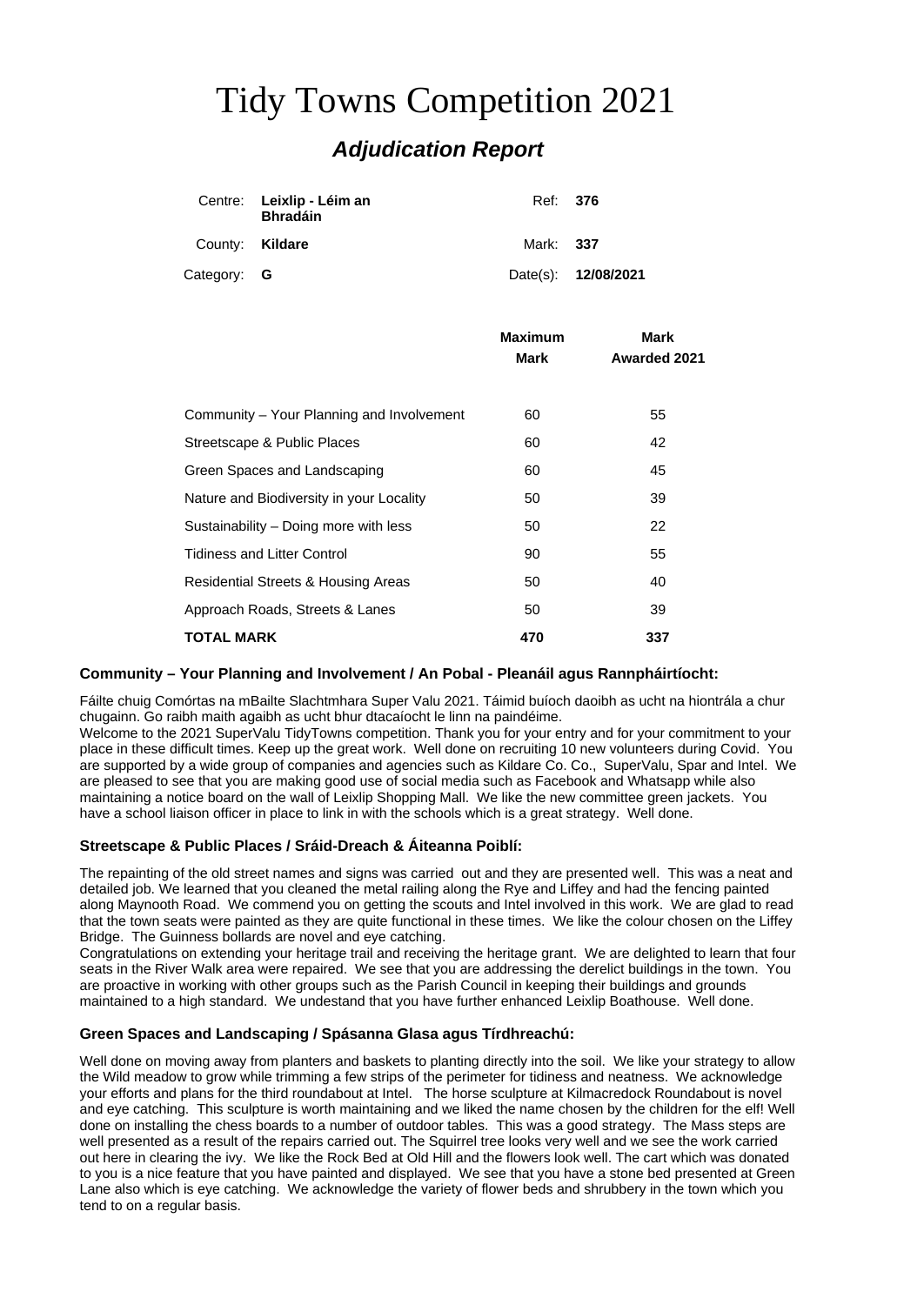# Tidy Towns Competition 2021

## *Adjudication Report*

| | | | |
|---|---|---|---|
| Centre: | **Leixlip - Léim an Bhradáin** | Ref: | **376** |
| County: | **Kildare** | Mark: | **337** |
| Category: | **G** | Date(s): | **12/08/2021** |

| | Maximum Mark | Mark Awarded 2021 |
|---|---|---|
| Community – Your Planning and Involvement | 60 | 55 |
| Streetscape & Public Places | 60 | 42 |
| Green Spaces and Landscaping | 60 | 45 |
| Nature and Biodiversity in your Locality | 50 | 39 |
| Sustainability – Doing more with less | 50 | 22 |
| Tidiness and Litter Control | 90 | 55 |
| Residential Streets & Housing Areas | 50 | 40 |
| Approach Roads, Streets & Lanes | 50 | 39 |
| **TOTAL MARK** | **470** | **337** |

### Community – Your Planning and Involvement / An Pobal - Pleanáil agus Rannpháirtíocht:

Fáilte chuig Comórtas na mBailte Slachtmhara Super Valu 2021. Táimid buíoch daoibh as ucht na hiontrála a chur chugainn. Go raibh maith agaibh as ucht bhur dtacaíocht le linn na paindéime.
Welcome to the 2021 SuperValu TidyTowns competition. Thank you for your entry and for your commitment to your place in these difficult times. Keep up the great work. Well done on recruiting 10 new volunteers during Covid. You are supported by a wide group of companies and agencies such as Kildare Co. Co., SuperValu, Spar and Intel. We are pleased to see that you are making good use of social media such as Facebook and Whatsapp while also maintaining a notice board on the wall of Leixlip Shopping Mall. We like the new committee green jackets. You have a school liaison officer in place to link in with the schools which is a great strategy. Well done.

### Streetscape & Public Places / Sráid-Dreach & Áiteanna Poiblí:

The repainting of the old street names and signs was carried out and they are presented well. This was a neat and detailed job. We learned that you cleaned the metal railing along the Rye and Liffey and had the fencing painted along Maynooth Road. We commend you on getting the scouts and Intel involved in this work. We are glad to read that the town seats were painted as they are quite functional in these times. We like the colour chosen on the Liffey Bridge. The Guinness bollards are novel and eye catching.
Congratulations on extending your heritage trail and receiving the heritage grant. We are delighted to learn that four seats in the River Walk area were repaired. We see that you are addressing the derelict buildings in the town. You are proactive in working with other groups such as the Parish Council in keeping their buildings and grounds maintained to a high standard. We undestand that you have further enhanced Leixlip Boathouse. Well done.

### Green Spaces and Landscaping / Spásanna Glasa agus Tírdhreachú:

Well done on moving away from planters and baskets to planting directly into the soil. We like your strategy to allow the Wild meadow to grow while trimming a few strips of the perimeter for tidiness and neatness. We acknowledge your efforts and plans for the third roundabout at Intel. The horse sculpture at Kilmacredock Roundabout is novel and eye catching. This sculpture is worth maintaining and we liked the name chosen by the children for the elf! Well done on installing the chess boards to a number of outdoor tables. This was a good strategy. The Mass steps are well presented as a result of the repairs carried out. The Squirrel tree looks very well and we see the work carried out here in clearing the ivy. We like the Rock Bed at Old Hill and the flowers look well. The cart which was donated to you is a nice feature that you have painted and displayed. We see that you have a stone bed presented at Green Lane also which is eye catching. We acknowledge the variety of flower beds and shrubbery in the town which you tend to on a regular basis.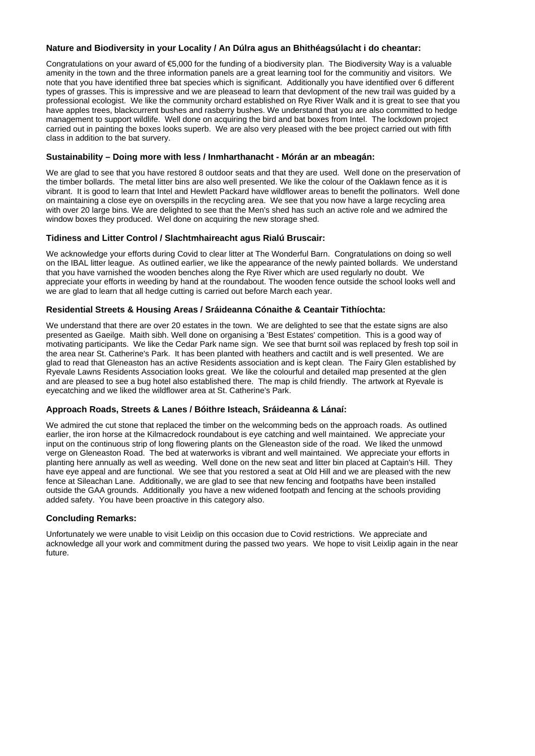**Nature and Biodiversity in your Locality / An Dúlra agus an Bhithéagsúlacht i do cheantar:**

Congratulations on your award of €5,000 for the funding of a biodiversity plan. The Biodiversity Way is a valuable amenity in the town and the three information panels are a great learning tool for the communitiy and visitors. We note that you have identified three bat species which is significant. Additionally you have identified over 6 different types of grasses. This is impressive and we are pleasead to learn that devlopment of the new trail was guided by a professional ecologist. We like the community orchard established on Rye River Walk and it is great to see that you have apples trees, blackcurrent bushes and rasberry bushes. We understand that you are also committed to hedge management to support wildlife. Well done on acquiring the bird and bat boxes from Intel. The lockdown project carried out in painting the boxes looks superb. We are also very pleased with the bee project carried out with fifth class in addition to the bat survery.

**Sustainability – Doing more with less / Inmharthanacht - Mórán ar an mbeagán:**

We are glad to see that you have restored 8 outdoor seats and that they are used. Well done on the preservation of the timber bollards. The metal litter bins are also well presented. We like the colour of the Oaklawn fence as it is vibrant. It is good to learn that Intel and Hewlett Packard have wildflower areas to benefit the pollinators. Well done on maintaining a close eye on overspills in the recycling area. We see that you now have a large recycling area with over 20 large bins. We are delighted to see that the Men's shed has such an active role and we admired the window boxes they produced. Wel done on acquiring the new storage shed.

**Tidiness and Litter Control / Slachtmhaireacht agus Rialú Bruscair:**

We acknowledge your efforts during Covid to clear litter at The Wonderful Barn. Congratulations on doing so well on the IBAL litter league. As outlined earlier, we like the appearance of the newly painted bollards. We understand that you have varnished the wooden benches along the Rye River which are used regularly no doubt. We appreciate your efforts in weeding by hand at the roundabout. The wooden fence outside the school looks well and we are glad to learn that all hedge cutting is carried out before March each year.

**Residential Streets & Housing Areas / Sráideanna Cónaithe & Ceantair Tithíochta:**

We understand that there are over 20 estates in the town. We are delighted to see that the estate signs are also presented as Gaeilge. Maith sibh. Well done on organising a 'Best Estates' competition. This is a good way of motivating participants. We like the Cedar Park name sign. We see that burnt soil was replaced by fresh top soil in the area near St. Catherine's Park. It has been planted with heathers and cactiIt and is well presented. We are glad to read that Gleneaston has an active Residents association and is kept clean. The Fairy Glen established by Ryevale Lawns Residents Association looks great. We like the colourful and detailed map presented at the glen and are pleased to see a bug hotel also established there. The map is child friendly. The artwork at Ryevale is eyecatching and we liked the wildflower area at St. Catherine's Park.

**Approach Roads, Streets & Lanes / Bóithre Isteach, Sráideanna & Lánaí:**

We admired the cut stone that replaced the timber on the welcomming beds on the approach roads. As outlined earlier, the iron horse at the Kilmacredock roundabout is eye catching and well maintained. We appreciate your input on the continuous strip of long flowering plants on the Gleneaston side of the road. We liked the unmowd verge on Gleneaston Road. The bed at waterworks is vibrant and well maintained. We appreciate your efforts in planting here annually as well as weeding. Well done on the new seat and litter bin placed at Captain's Hill. They have eye appeal and are functional. We see that you restored a seat at Old Hill and we are pleased with the new fence at Sileachan Lane. Additionally, we are glad to see that new fencing and footpaths have been installed outside the GAA grounds. Additionally you have a new widened footpath and fencing at the schools providing added safety. You have been proactive in this category also.

**Concluding Remarks:**

Unfortunately we were unable to visit Leixlip on this occasion due to Covid restrictions. We appreciate and acknowledge all your work and commitment during the passed two years. We hope to visit Leixlip again in the near future.